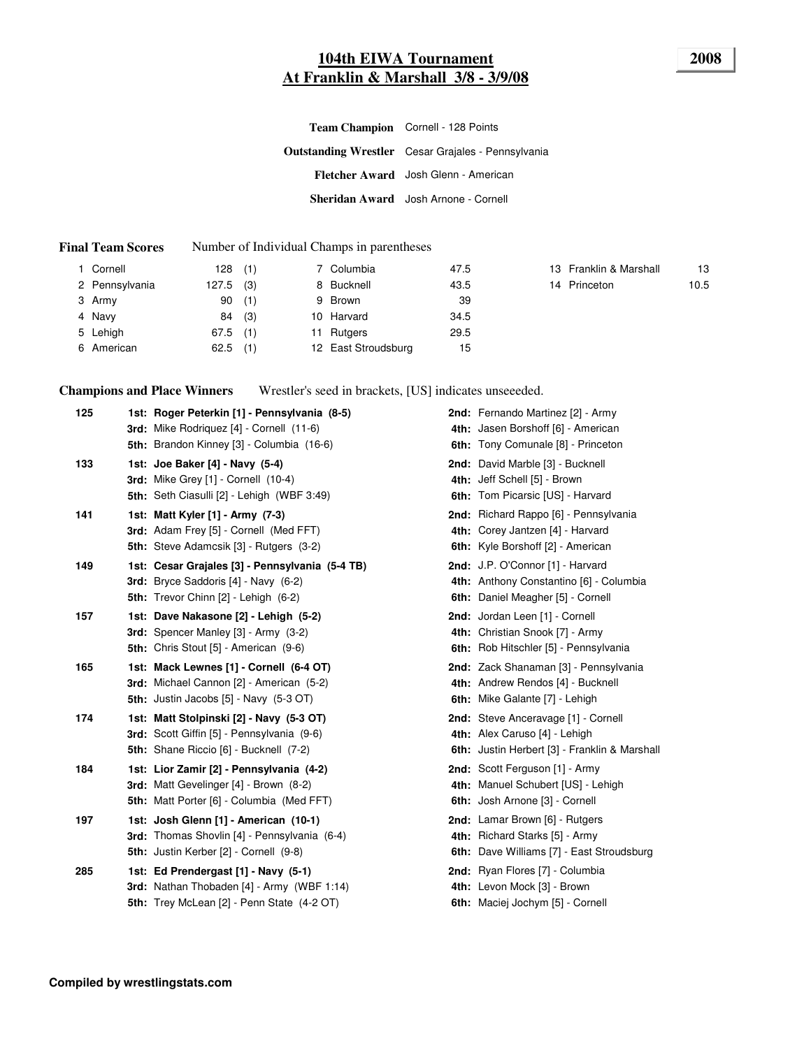# 104th EIWA Tournament
## At Franklin & Marshall 3/8 - 3/9/08

**2008**

| | |
|---|---|
| **Team Champion** | Cornell - 128 Points |
| **Outstanding Wrestler** | Cesar Grajales - Pennsylvania |
| **Fletcher Award** | Josh Glenn - American |
| **Sheridan Award** | Josh Arnone - Cornell |

**Final Team Scores** Number of Individual Champs in parentheses

| | Team | Points | Champs |
|---|---|---|---|
| 1 | Cornell | 128 | (1) |
| 2 | Pennsylvania | 127.5 | (3) |
| 3 | Army | 90 | (1) |
| 4 | Navy | 84 | (3) |
| 5 | Lehigh | 67.5 | (1) |
| 6 | American | 62.5 | (1) |
| 7 | Columbia | 47.5 | |
| 8 | Bucknell | 43.5 | |
| 9 | Brown | 39 | |
| 10 | Harvard | 34.5 | |
| 11 | Rutgers | 29.5 | |
| 12 | East Stroudsburg | 15 | |
| 13 | Franklin & Marshall | 13 | |
| 14 | Princeton | 10.5 | |

**Champions and Place Winners** Wrestler's seed in brackets, [US] indicates unseeeded.

**125**
- **1st: Roger Peterkin [1] - Pennsylvania (8-5)**
- **2nd:** Fernando Martinez [2] - Army
- **3rd:** Mike Rodriquez [4] - Cornell (11-6)
- **4th:** Jasen Borshoff [6] - American
- **5th:** Brandon Kinney [3] - Columbia (16-6)
- **6th:** Tony Comunale [8] - Princeton

**133**
- **1st: Joe Baker [4] - Navy (5-4)**
- **2nd:** David Marble [3] - Bucknell
- **3rd:** Mike Grey [1] - Cornell (10-4)
- **4th:** Jeff Schell [5] - Brown
- **5th:** Seth Ciasulli [2] - Lehigh (WBF 3:49)
- **6th:** Tom Picarsic [US] - Harvard

**141**
- **1st: Matt Kyler [1] - Army (7-3)**
- **2nd:** Richard Rappo [6] - Pennsylvania
- **3rd:** Adam Frey [5] - Cornell (Med FFT)
- **4th:** Corey Jantzen [4] - Harvard
- **5th:** Steve Adamcsik [3] - Rutgers (3-2)
- **6th:** Kyle Borshoff [2] - American

**149**
- **1st: Cesar Grajales [3] - Pennsylvania (5-4 TB)**
- **2nd:** J.P. O'Connor [1] - Harvard
- **3rd:** Bryce Saddoris [4] - Navy (6-2)
- **4th:** Anthony Constantino [6] - Columbia
- **5th:** Trevor Chinn [2] - Lehigh (6-2)
- **6th:** Daniel Meagher [5] - Cornell

**157**
- **1st: Dave Nakasone [2] - Lehigh (5-2)**
- **2nd:** Jordan Leen [1] - Cornell
- **3rd:** Spencer Manley [3] - Army (3-2)
- **4th:** Christian Snook [7] - Army
- **5th:** Chris Stout [5] - American (9-6)
- **6th:** Rob Hitschler [5] - Pennsylvania

**165**
- **1st: Mack Lewnes [1] - Cornell (6-4 OT)**
- **2nd:** Zack Shanaman [3] - Pennsylvania
- **3rd:** Michael Cannon [2] - American (5-2)
- **4th:** Andrew Rendos [4] - Bucknell
- **5th:** Justin Jacobs [5] - Navy (5-3 OT)
- **6th:** Mike Galante [7] - Lehigh

**174**
- **1st: Matt Stolpinski [2] - Navy (5-3 OT)**
- **2nd:** Steve Anceravage [1] - Cornell
- **3rd:** Scott Giffin [5] - Pennsylvania (9-6)
- **4th:** Alex Caruso [4] - Lehigh
- **5th:** Shane Riccio [6] - Bucknell (7-2)
- **6th:** Justin Herbert [3] - Franklin & Marshall

**184**
- **1st: Lior Zamir [2] - Pennsylvania (4-2)**
- **2nd:** Scott Ferguson [1] - Army
- **3rd:** Matt Gevelinger [4] - Brown (8-2)
- **4th:** Manuel Schubert [US] - Lehigh
- **5th:** Matt Porter [6] - Columbia (Med FFT)
- **6th:** Josh Arnone [3] - Cornell

**197**
- **1st: Josh Glenn [1] - American (10-1)**
- **2nd:** Lamar Brown [6] - Rutgers
- **3rd:** Thomas Shovlin [4] - Pennsylvania (6-4)
- **4th:** Richard Starks [5] - Army
- **5th:** Justin Kerber [2] - Cornell (9-8)
- **6th:** Dave Williams [7] - East Stroudsburg

**285**
- **1st: Ed Prendergast [1] - Navy (5-1)**
- **2nd:** Ryan Flores [7] - Columbia
- **3rd:** Nathan Thobaden [4] - Army (WBF 1:14)
- **4th:** Levon Mock [3] - Brown
- **5th:** Trey McLean [2] - Penn State (4-2 OT)
- **6th:** Maciej Jochym [5] - Cornell

**Compiled by wrestlingstats.com**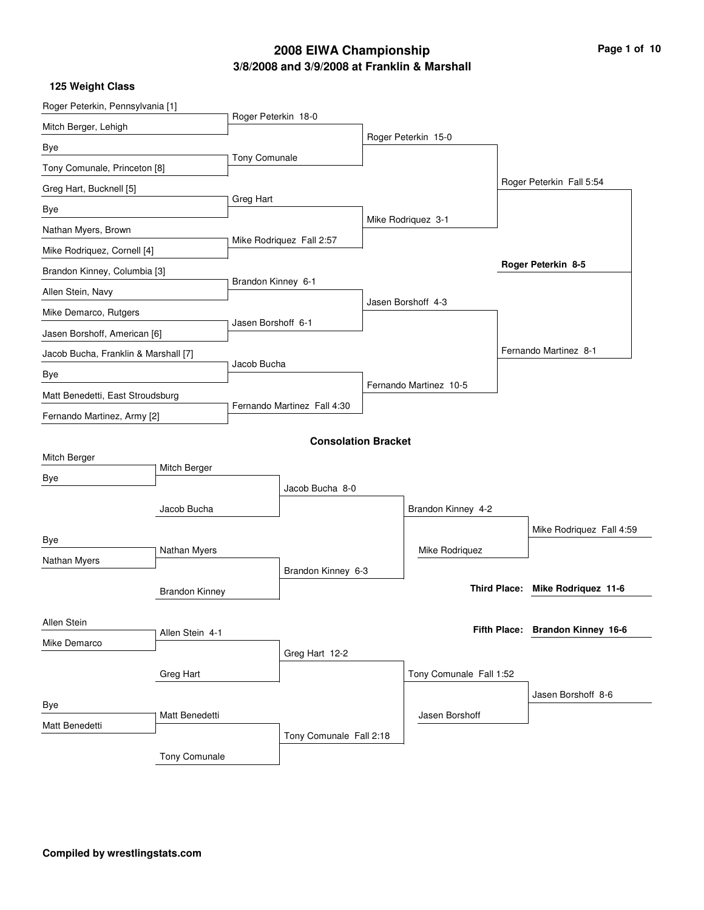# 2008 EIWA Championship

## 3/8/2008 and 3/9/2008 at Franklin & Marshall

### 125 Weight Class

**Championship Bracket**

| First Round | Quarterfinals | Semifinals | Finals | Champion |
|---|---|---|---|---|
| Roger Peterkin, Pennsylvania [1] | Roger Peterkin 18-0 | Roger Peterkin 15-0 | Roger Peterkin Fall 5:54 | **Roger Peterkin 8-5** |
| Mitch Berger, Lehigh | | | | |
| Bye | Tony Comunale | | | |
| Tony Comunale, Princeton [8] | | | | |
| Greg Hart, Bucknell [5] | Greg Hart | Mike Rodriquez 3-1 | | |
| Bye | | | | |
| Nathan Myers, Brown | Mike Rodriquez Fall 2:57 | | | |
| Mike Rodriquez, Cornell [4] | | | | |
| Brandon Kinney, Columbia [3] | Brandon Kinney 6-1 | Jasen Borshoff 4-3 | Fernando Martinez 8-1 | |
| Allen Stein, Navy | | | | |
| Mike Demarco, Rutgers | Jasen Borshoff 6-1 | | | |
| Jasen Borshoff, American [6] | | | | |
| Jacob Bucha, Franklin & Marshall [7] | Jacob Bucha | Fernando Martinez 10-5 | | |
| Bye | | | | |
| Matt Benedetti, East Stroudsburg | Fernando Martinez Fall 4:30 | | | |
| Fernando Martinez, Army [2] | | | | |

### Consolation Bracket

| Round 1 | Round 2 | Round 3 | Round 4 | Result |
|---|---|---|---|---|
| Mitch Berger | Mitch Berger | Jacob Bucha 8-0 | Brandon Kinney 4-2 | Mike Rodriquez Fall 4:59 |
| Bye | Jacob Bucha | | Mike Rodriquez | |
| Bye | Nathan Myers | Brandon Kinney 6-3 | | |
| Nathan Myers | Brandon Kinney | | | |
| Allen Stein | Allen Stein 4-1 | Greg Hart 12-2 | Tony Comunale Fall 1:52 | Jasen Borshoff 8-6 |
| Mike Demarco | Greg Hart | | Jasen Borshoff | |
| Bye | Matt Benedetti | Tony Comunale Fall 2:18 | | |
| Matt Benedetti | Tony Comunale | | | |

**Third Place:** **Mike Rodriquez 11-6**

**Fifth Place:** **Brandon Kinney 16-6**

**Compiled by wrestlingstats.com**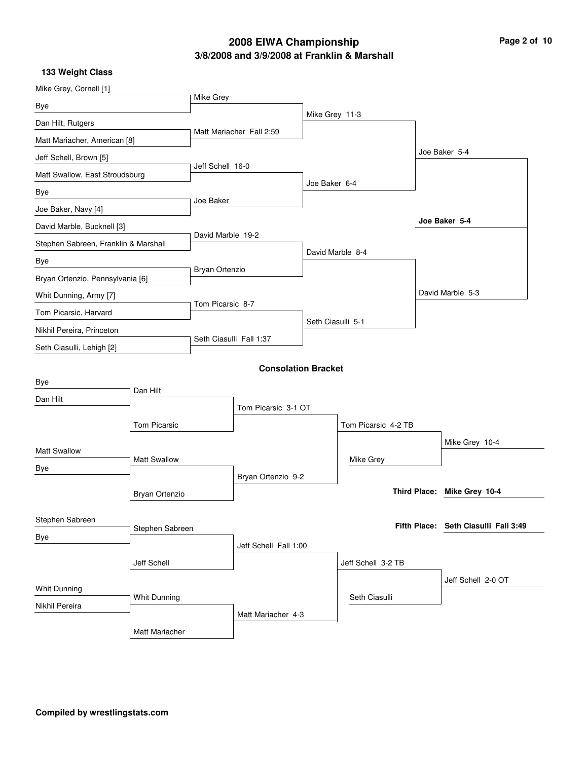# 2008 EIWA Championship

## 3/8/2008 and 3/9/2008 at Franklin & Marshall

### 133 Weight Class

**Championship Bracket**

| First Round | Quarterfinals | Semifinals | Finals |
|---|---|---|---|
| Mike Grey, Cornell [1] vs Bye | Mike Grey | | |
| Dan Hilt, Rutgers vs Matt Mariacher, American [8] | Matt Mariacher Fall 2:59 | Mike Grey 11-3 | |
| Jeff Schell, Brown [5] vs Matt Swallow, East Stroudsburg | Jeff Schell 16-0 | | Joe Baker 5-4 |
| Bye vs Joe Baker, Navy [4] | Joe Baker | Joe Baker 6-4 | |
| David Marble, Bucknell [3] vs Stephen Sabreen, Franklin & Marshall | David Marble 19-2 | | |
| Bye vs Bryan Ortenzio, Pennsylvania [6] | Bryan Ortenzio | David Marble 8-4 | David Marble 5-3 |
| Whit Dunning, Army [7] vs Tom Picarsic, Harvard | Tom Picarsic 8-7 | | |
| Nikhil Pereira, Princeton vs Seth Ciasulli, Lehigh [2] | Seth Ciasulli Fall 1:37 | Seth Ciasulli 5-1 | |

**Champion: Joe Baker 5-4**

### Consolation Bracket

| Round 1 | Round 2 | Round 3 | Round 4 | Final |
|---|---|---|---|---|
| Bye vs Dan Hilt | Dan Hilt vs Tom Picarsic | Tom Picarsic 3-1 OT | Tom Picarsic 4-2 TB vs Mike Grey | Mike Grey 10-4 |
| Matt Swallow vs Bye | Matt Swallow vs Bryan Ortenzio | Bryan Ortenzio 9-2 | | |
| Stephen Sabreen vs Bye | Stephen Sabreen vs Jeff Schell | Jeff Schell Fall 1:00 | Jeff Schell 3-2 TB vs Seth Ciasulli | Jeff Schell 2-0 OT |
| Whit Dunning vs Nikhil Pereira | Whit Dunning vs Matt Mariacher | Matt Mariacher 4-3 | | |

**Third Place: Mike Grey 10-4**

**Fifth Place: Seth Ciasulli Fall 3:49**

**Compiled by wrestlingstats.com**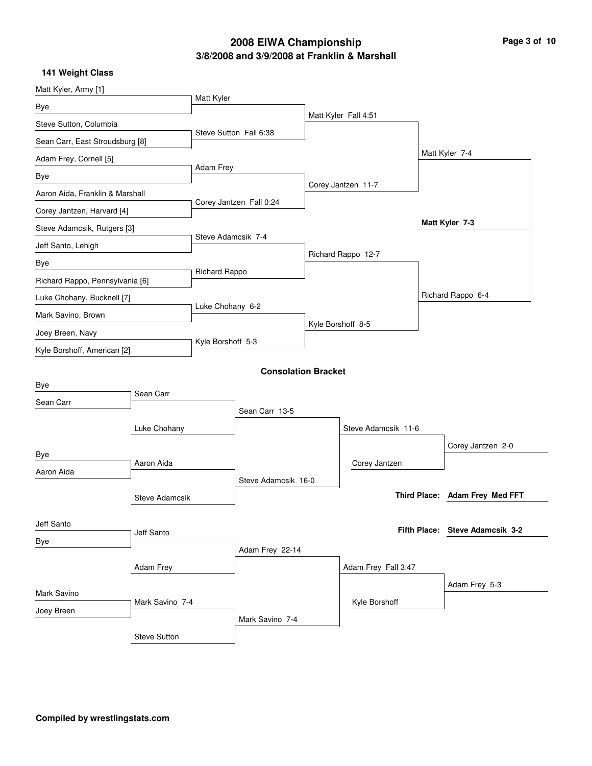# 2008 EIWA Championship

## 3/8/2008 and 3/9/2008 at Franklin & Marshall

### 141 Weight Class

**Championship Bracket**

First Round:
- Matt Kyler, Army [1] vs Bye — Matt Kyler
- Steve Sutton, Columbia vs Sean Carr, East Stroudsburg [8] — Steve Sutton Fall 6:38
- Adam Frey, Cornell [5] vs Bye — Adam Frey
- Aaron Aida, Franklin & Marshall vs Corey Jantzen, Harvard [4] — Corey Jantzen Fall 0:24
- Steve Adamcsik, Rutgers [3] vs Jeff Santo, Lehigh — Steve Adamcsik 7-4
- Bye vs Richard Rappo, Pennsylvania [6] — Richard Rappo
- Luke Chohany, Bucknell [7] vs Mark Savino, Brown — Luke Chohany 6-2
- Joey Breen, Navy vs Kyle Borshoff, American [2] — Kyle Borshoff 5-3

Quarterfinals:
- Matt Kyler Fall 4:51
- Corey Jantzen 11-7
- Richard Rappo 12-7
- Kyle Borshoff 8-5

Semifinals:
- Matt Kyler 7-4
- Richard Rappo 6-4

Final:
- **Matt Kyler 7-3**

### Consolation Bracket

- Bye vs Sean Carr — Sean Carr
- Sean Carr vs Luke Chohany — Sean Carr 13-5
- Bye vs Aaron Aida — Aaron Aida
- Aaron Aida vs Steve Adamcsik — Steve Adamcsik 16-0
- Sean Carr vs Steve Adamcsik — Steve Adamcsik 11-6
- Steve Adamcsik vs Corey Jantzen — Corey Jantzen 2-0
- Jeff Santo vs Bye — Jeff Santo
- Jeff Santo vs Adam Frey — Adam Frey 22-14
- Mark Savino vs Joey Breen — Mark Savino 7-4
- Mark Savino vs Steve Sutton — Mark Savino 7-4
- Adam Frey vs Mark Savino — Adam Frey Fall 3:47
- Adam Frey vs Kyle Borshoff — Adam Frey 5-3

**Third Place:** **Adam Frey Med FFT**

**Fifth Place:** **Steve Adamcsik 3-2**

**Compiled by wrestlingstats.com**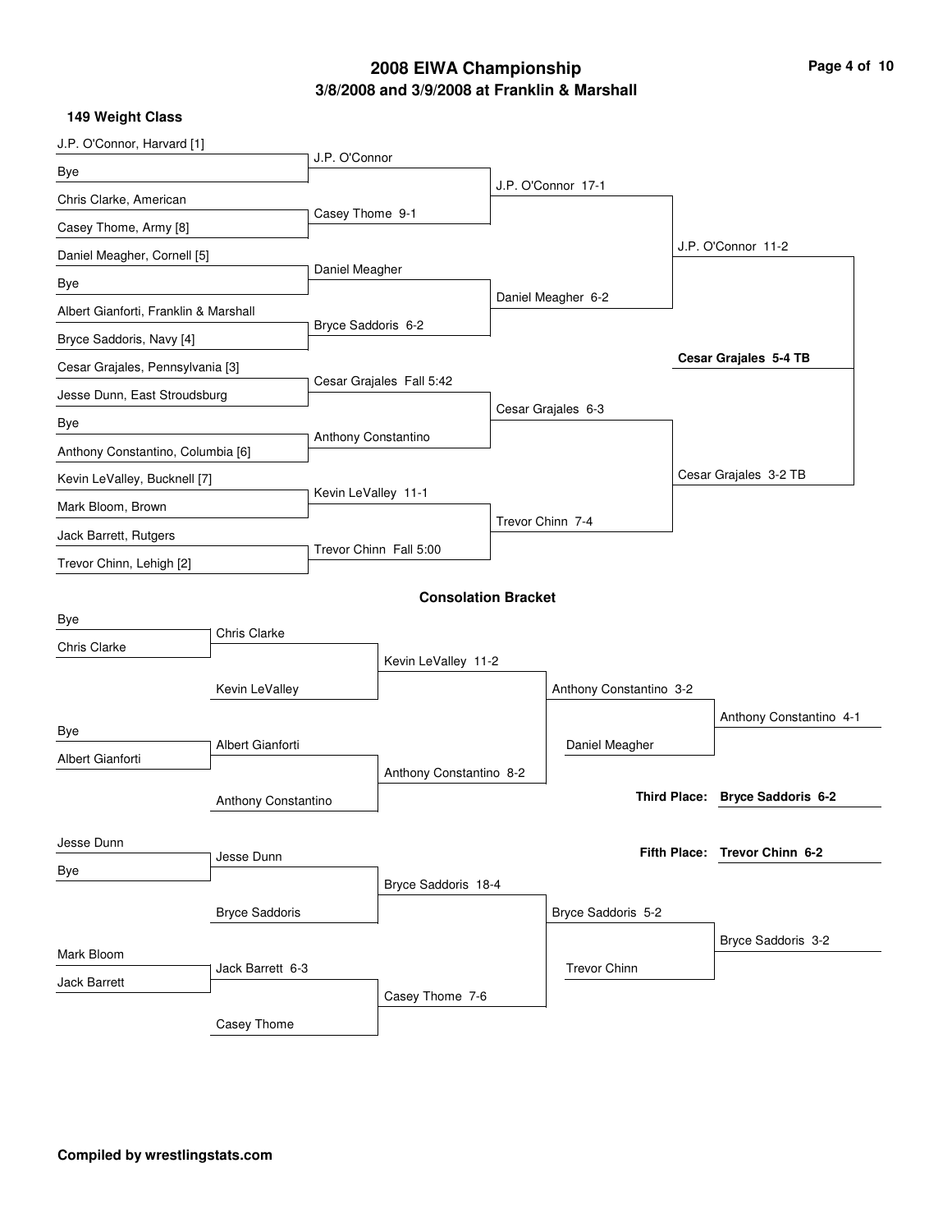# 2008 EIWA Championship

## 3/8/2008 and 3/9/2008 at Franklin & Marshall

### 149 Weight Class

**Championship Bracket**

| First Round | Quarterfinals | Semifinals | Finals |
|---|---|---|---|
| J.P. O'Connor, Harvard [1] | J.P. O'Connor | J.P. O'Connor 17-1 | J.P. O'Connor 11-2 |
| Bye | | | |
| Chris Clarke, American | Casey Thome 9-1 | | |
| Casey Thome, Army [8] | | | |
| Daniel Meagher, Cornell [5] | Daniel Meagher | Daniel Meagher 6-2 | |
| Bye | | | |
| Albert Gianforti, Franklin & Marshall | Bryce Saddoris 6-2 | | |
| Bryce Saddoris, Navy [4] | | | |
| Cesar Grajales, Pennsylvania [3] | Cesar Grajales Fall 5:42 | Cesar Grajales 6-3 | Cesar Grajales 3-2 TB |
| Jesse Dunn, East Stroudsburg | | | |
| Bye | Anthony Constantino | | |
| Anthony Constantino, Columbia [6] | | | |
| Kevin LeValley, Bucknell [7] | Kevin LeValley 11-1 | Trevor Chinn 7-4 | |
| Mark Bloom, Brown | | | |
| Jack Barrett, Rutgers | Trevor Chinn Fall 5:00 | | |
| Trevor Chinn, Lehigh [2] | | | |

**Champion: Cesar Grajales 5-4 TB**

### Consolation Bracket

| Round 1 | Round 2 | Round 3 | Round 4 | Round 5 |
|---|---|---|---|---|
| Bye | Chris Clarke | Kevin LeValley 11-2 | Anthony Constantino 3-2 | Anthony Constantino 4-1 |
| Chris Clarke | | | | |
| | Kevin LeValley | | | |
| Bye | Albert Gianforti | Anthony Constantino 8-2 | Daniel Meagher | |
| Albert Gianforti | | | | |
| | Anthony Constantino | | | |
| Jesse Dunn | Jesse Dunn | Bryce Saddoris 18-4 | Bryce Saddoris 5-2 | Bryce Saddoris 3-2 |
| Bye | | | | |
| | Bryce Saddoris | | | |
| Mark Bloom | Jack Barrett 6-3 | Casey Thome 7-6 | Trevor Chinn | |
| Jack Barrett | | | | |
| | Casey Thome | | | |

**Third Place:** **Bryce Saddoris 6-2**

**Fifth Place:** **Trevor Chinn 6-2**

**Compiled by wrestlingstats.com**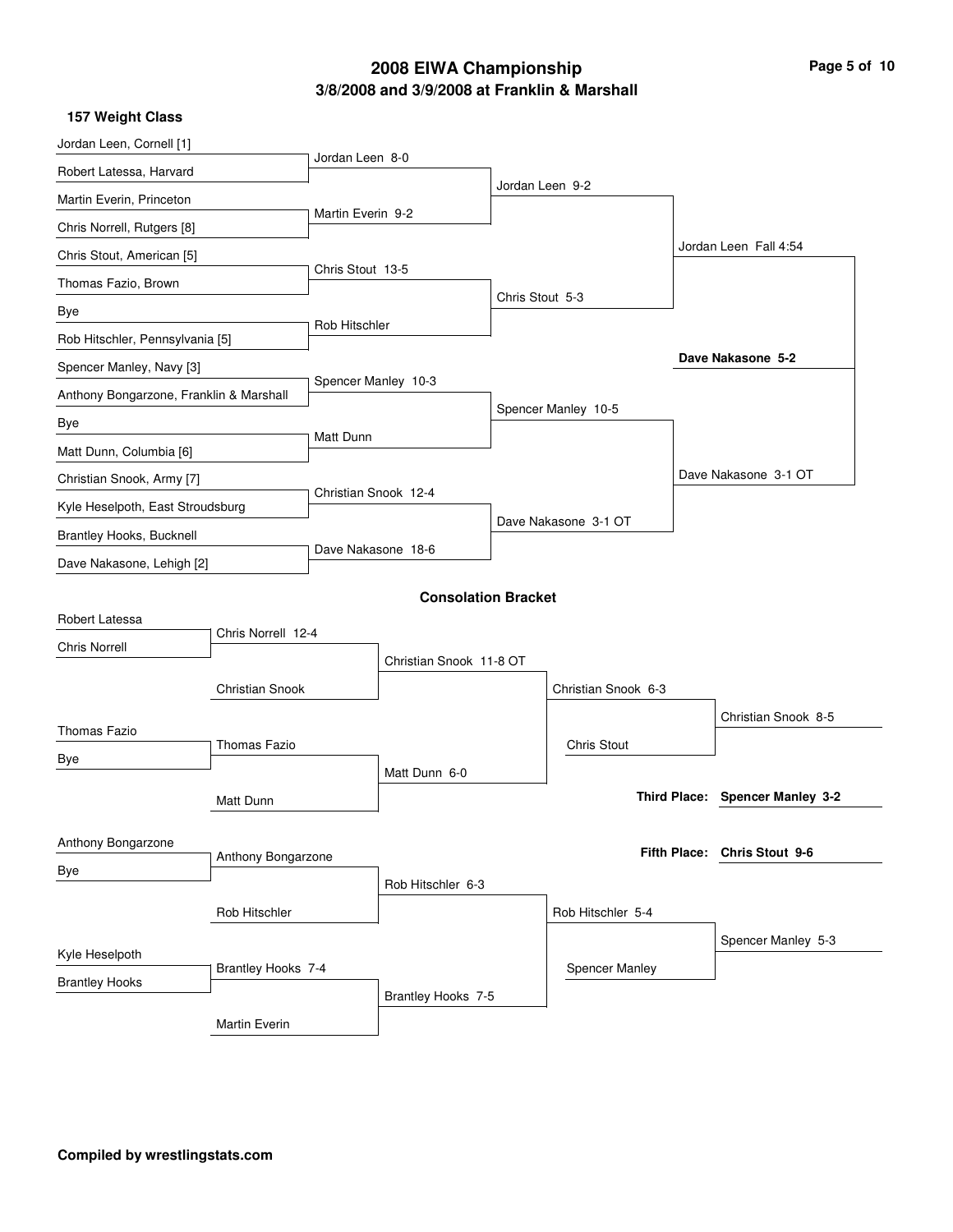# 2008 EIWA Championship

## 3/8/2008 and 3/9/2008 at Franklin & Marshall

### 157 Weight Class

#### Championship Bracket

| First Round | Quarterfinals | Semifinals | Finals | Champion |
| --- | --- | --- | --- | --- |
| Jordan Leen, Cornell [1] | | | | |
| Robert Latessa, Harvard | Jordan Leen 8-0 | | | |
| Martin Everin, Princeton | | Jordan Leen 9-2 | | |
| Chris Norrell, Rutgers [8] | Martin Everin 9-2 | | | |
| Chris Stout, American [5] | | | Jordan Leen Fall 4:54 | |
| Thomas Fazio, Brown | Chris Stout 13-5 | | | |
| Bye | | Chris Stout 5-3 | | |
| Rob Hitschler, Pennsylvania [5] | Rob Hitschler | | | |
| Spencer Manley, Navy [3] | | | | **Dave Nakasone 5-2** |
| Anthony Bongarzone, Franklin & Marshall | Spencer Manley 10-3 | | | |
| Bye | | Spencer Manley 10-5 | | |
| Matt Dunn, Columbia [6] | Matt Dunn | | | |
| Christian Snook, Army [7] | | | Dave Nakasone 3-1 OT | |
| Kyle Heselpoth, East Stroudsburg | Christian Snook 12-4 | | | |
| Brantley Hooks, Bucknell | | Dave Nakasone 3-1 OT | | |
| Dave Nakasone, Lehigh [2] | Dave Nakasone 18-6 | | | |

#### Consolation Bracket

| Round 1 | Round 2 | Round 3 | Round 4 | Round 5 |
| --- | --- | --- | --- | --- |
| Robert Latessa | | | | |
| Chris Norrell | Chris Norrell 12-4 | | | |
| | Christian Snook | Christian Snook 11-8 OT | | |
| | | | Christian Snook 6-3 | |
| Thomas Fazio | | | Chris Stout | Christian Snook 8-5 |
| Bye | Thomas Fazio | | | |
| | Matt Dunn | Matt Dunn 6-0 | | |
| Anthony Bongarzone | | | | |
| Bye | Anthony Bongarzone | | | |
| | Rob Hitschler | Rob Hitschler 6-3 | | |
| | | | Rob Hitschler 5-4 | |
| Kyle Heselpoth | | | Spencer Manley | Spencer Manley 5-3 |
| Brantley Hooks | Brantley Hooks 7-4 | | | |
| | Martin Everin | Brantley Hooks 7-5 | | |

**Third Place: Spencer Manley 3-2**

**Fifth Place: Chris Stout 9-6**

**Compiled by wrestlingstats.com**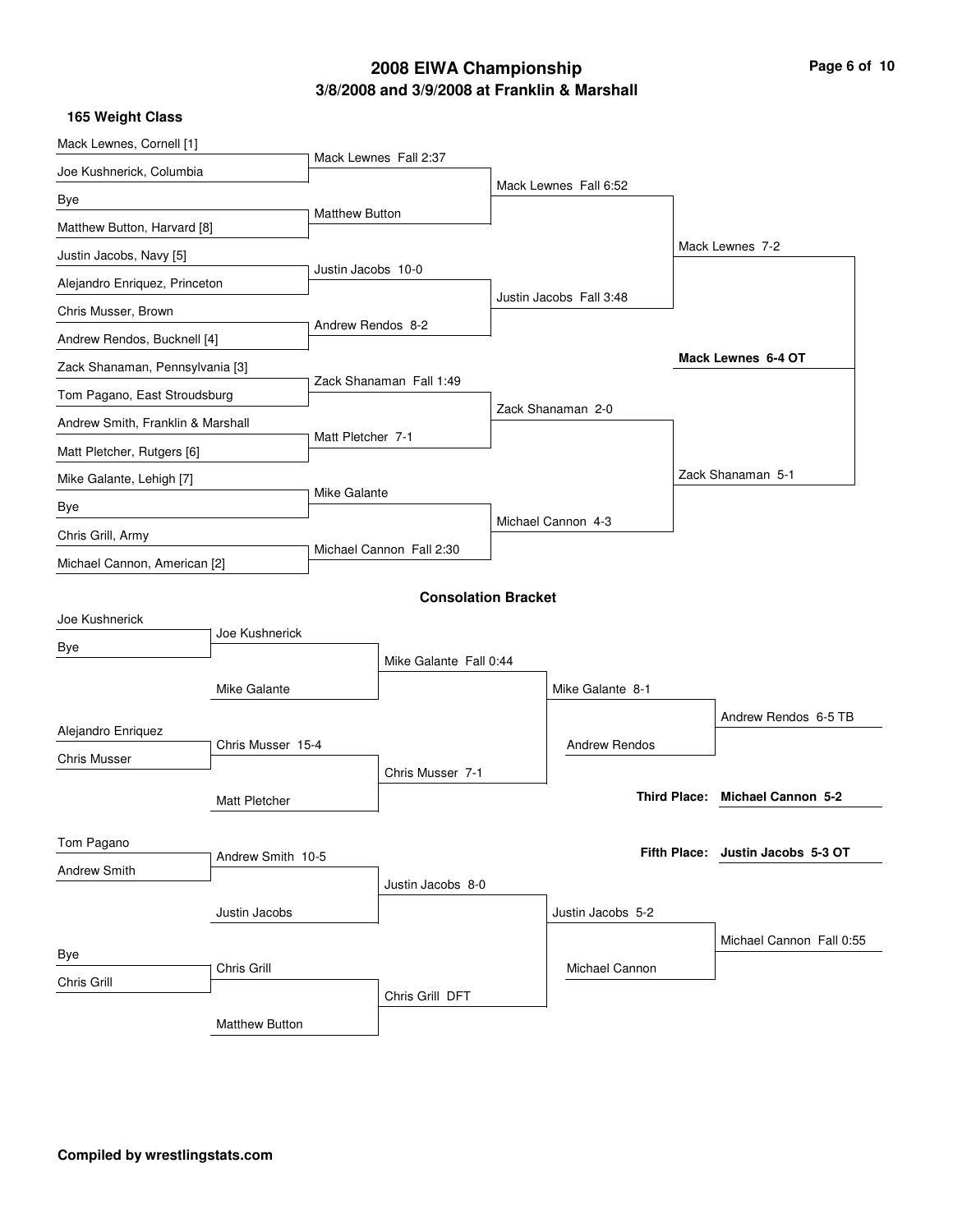# 2008 EIWA Championship

## 3/8/2008 and 3/9/2008 at Franklin & Marshall

### 165 Weight Class

**Championship Bracket**

| First Round | Quarterfinals | Semifinals | Finals |
|---|---|---|---|
| Mack Lewnes, Cornell [1] | Mack Lewnes Fall 2:37 | Mack Lewnes Fall 6:52 | Mack Lewnes 7-2 |
| Joe Kushnerick, Columbia | | | |
| Bye | Matthew Button | | |
| Matthew Button, Harvard [8] | | | |
| Justin Jacobs, Navy [5] | Justin Jacobs 10-0 | Justin Jacobs Fall 3:48 | |
| Alejandro Enriquez, Princeton | | | |
| Chris Musser, Brown | Andrew Rendos 8-2 | | |
| Andrew Rendos, Bucknell [4] | | | |
| Zack Shanaman, Pennsylvania [3] | Zack Shanaman Fall 1:49 | Zack Shanaman 2-0 | Zack Shanaman 5-1 |
| Tom Pagano, East Stroudsburg | | | |
| Andrew Smith, Franklin & Marshall | Matt Pletcher 7-1 | | |
| Matt Pletcher, Rutgers [6] | | | |
| Mike Galante, Lehigh [7] | Mike Galante | Michael Cannon 4-3 | |
| Bye | | | |
| Chris Grill, Army | Michael Cannon Fall 2:30 | | |
| Michael Cannon, American [2] | | | |

**Champion: Mack Lewnes 6-4 OT**

### Consolation Bracket

| Cons. Round 1 | Cons. Round 2 | Cons. Quarterfinals | Cons. Semifinals | Consolation Finals |
|---|---|---|---|---|
| Joe Kushnerick | Joe Kushnerick | Mike Galante Fall 0:44 | Mike Galante 8-1 | Andrew Rendos 6-5 TB |
| Bye | Mike Galante | | Andrew Rendos | |
| Alejandro Enriquez | Chris Musser 15-4 | Chris Musser 7-1 | | |
| Chris Musser | Matt Pletcher | | | |
| Tom Pagano | Andrew Smith 10-5 | Justin Jacobs 8-0 | Justin Jacobs 5-2 | Michael Cannon Fall 0:55 |
| Andrew Smith | Justin Jacobs | | Michael Cannon | |
| Bye | Chris Grill | Chris Grill DFT | | |
| Chris Grill | Matthew Button | | | |

**Third Place: Michael Cannon 5-2**

**Fifth Place: Justin Jacobs 5-3 OT**

**Compiled by wrestlingstats.com**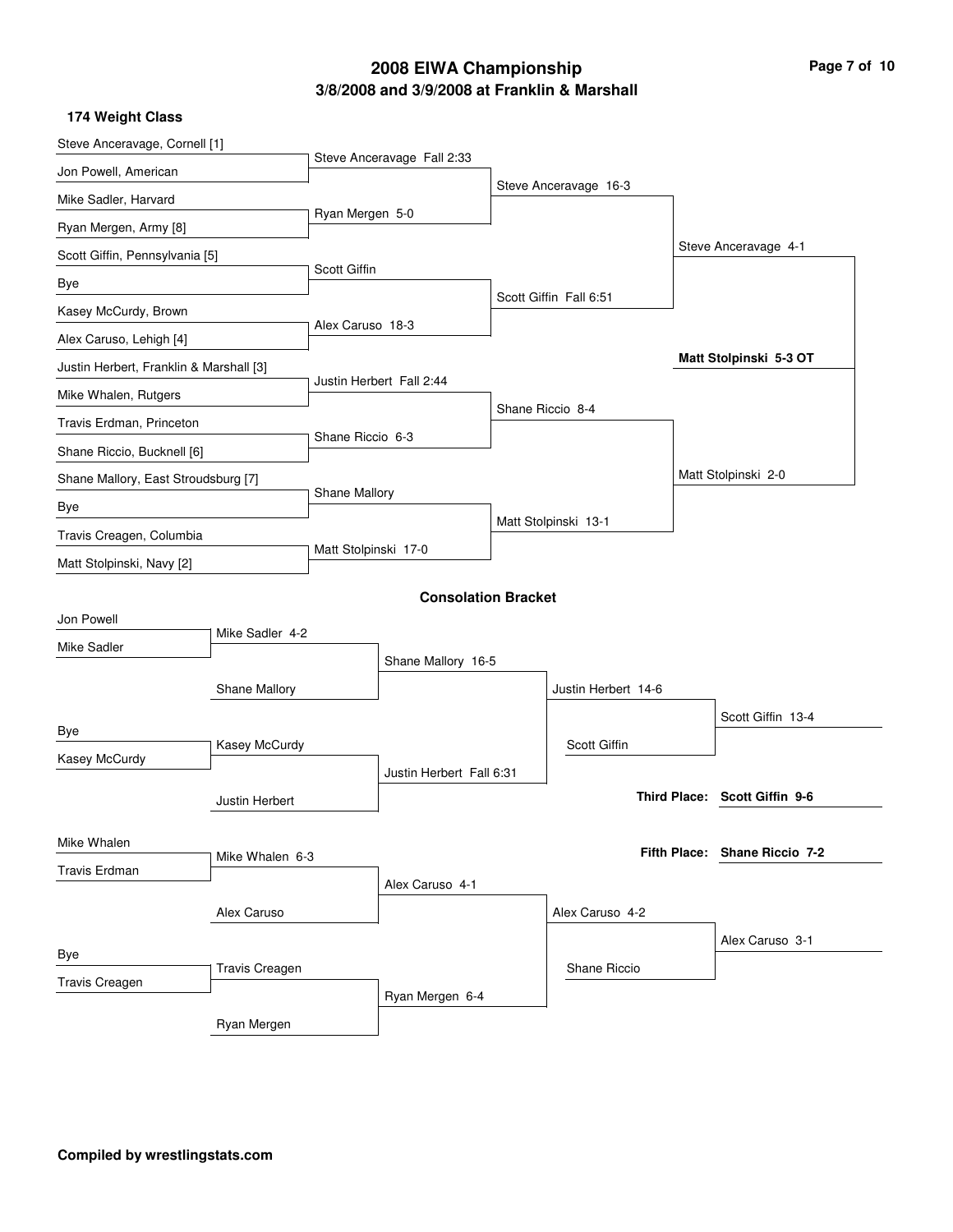# 2008 EIWA Championship

## 3/8/2008 and 3/9/2008 at Franklin & Marshall

### 174 Weight Class

**Championship Bracket**

| First Round | Quarterfinals | Semifinals | Finals |
|---|---|---|---|
| Steve Anceravage, Cornell [1] vs Jon Powell, American | Steve Anceravage Fall 2:33 | | |
| Mike Sadler, Harvard vs Ryan Mergen, Army [8] | Ryan Mergen 5-0 | Steve Anceravage 16-3 | |
| Scott Giffin, Pennsylvania [5] vs Bye | Scott Giffin | | |
| Kasey McCurdy, Brown vs Alex Caruso, Lehigh [4] | Alex Caruso 18-3 | Scott Giffin Fall 6:51 | Steve Anceravage 4-1 |
| Justin Herbert, Franklin & Marshall [3] vs Mike Whalen, Rutgers | Justin Herbert Fall 2:44 | | |
| Travis Erdman, Princeton vs Shane Riccio, Bucknell [6] | Shane Riccio 6-3 | Shane Riccio 8-4 | |
| Shane Mallory, East Stroudsburg [7] vs Bye | Shane Mallory | | |
| Travis Creagen, Columbia vs Matt Stolpinski, Navy [2] | Matt Stolpinski 17-0 | Matt Stolpinski 13-1 | Matt Stolpinski 2-0 |

**Champion: Matt Stolpinski 5-3 OT**

### Consolation Bracket

| Round 1 | Round 2 | Round 3 | Round 4 | Round 5 |
|---|---|---|---|---|
| Jon Powell vs Mike Sadler | Mike Sadler 4-2 | | | |
| | Shane Mallory | Shane Mallory 16-5 | | |
| Bye vs Kasey McCurdy | Kasey McCurdy | | Justin Herbert 14-6 | |
| | Justin Herbert | Justin Herbert Fall 6:31 | Scott Giffin | Scott Giffin 13-4 |
| Mike Whalen vs Travis Erdman | Mike Whalen 6-3 | | | |
| | Alex Caruso | Alex Caruso 4-1 | | |
| Bye vs Travis Creagen | Travis Creagen | | Alex Caruso 4-2 | |
| | Ryan Mergen | Ryan Mergen 6-4 | Shane Riccio | Alex Caruso 3-1 |

**Third Place: Scott Giffin 9-6**

**Fifth Place: Shane Riccio 7-2**

**Compiled by wrestlingstats.com**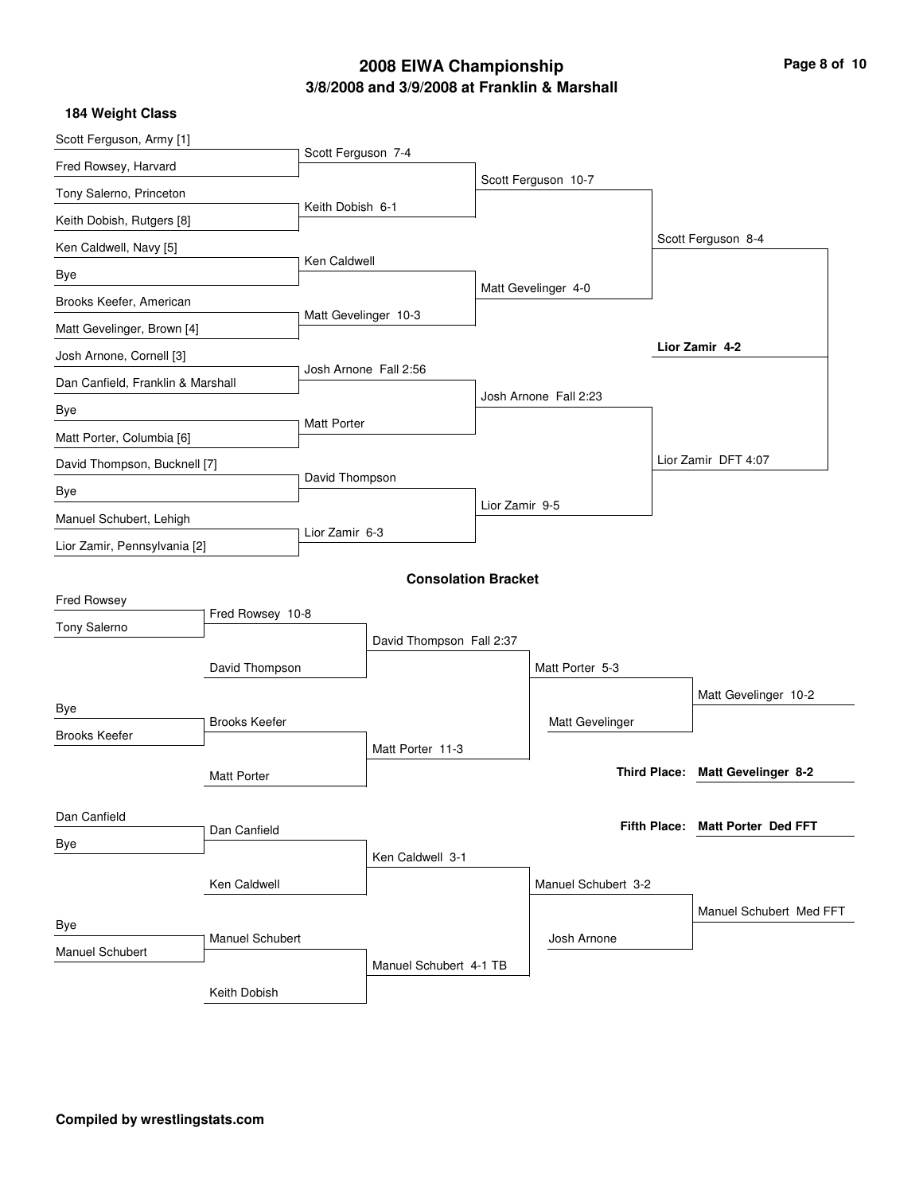# 2008 EIWA Championship

## 3/8/2008 and 3/9/2008 at Franklin & Marshall

### 184 Weight Class

**Championship Bracket**

First round:
- Scott Ferguson, Army [1] vs Fred Rowsey, Harvard — Scott Ferguson 7-4
- Tony Salerno, Princeton vs Keith Dobish, Rutgers [8] — Keith Dobish 6-1
- Ken Caldwell, Navy [5] vs Bye — Ken Caldwell
- Brooks Keefer, American vs Matt Gevelinger, Brown [4] — Matt Gevelinger 10-3
- Josh Arnone, Cornell [3] vs Dan Canfield, Franklin & Marshall — Josh Arnone Fall 2:56
- Bye vs Matt Porter, Columbia [6] — Matt Porter
- David Thompson, Bucknell [7] vs Bye — David Thompson
- Manuel Schubert, Lehigh vs Lior Zamir, Pennsylvania [2] — Lior Zamir 6-3

Quarterfinals:
- Scott Ferguson 10-7
- Matt Gevelinger 4-0
- Josh Arnone Fall 2:23
- Lior Zamir 9-5

Semifinals:
- Scott Ferguson 8-4
- Lior Zamir DFT 4:07

Final:
- **Lior Zamir 4-2**

**Consolation Bracket**

- Fred Rowsey vs Tony Salerno — Fred Rowsey 10-8
- Fred Rowsey vs David Thompson — David Thompson Fall 2:37
- Bye vs Brooks Keefer — Brooks Keefer
- Brooks Keefer vs Matt Porter — Matt Porter 11-3
- David Thompson vs Matt Porter — Matt Porter 5-3
- Matt Porter vs Matt Gevelinger — Matt Gevelinger 10-2
- Dan Canfield vs Bye — Dan Canfield
- Dan Canfield vs Ken Caldwell — Ken Caldwell 3-1
- Bye vs Manuel Schubert — Manuel Schubert
- Manuel Schubert vs Keith Dobish — Manuel Schubert 4-1 TB
- Ken Caldwell vs Manuel Schubert — Manuel Schubert 3-2
- Manuel Schubert vs Josh Arnone — Manuel Schubert Med FFT

**Third Place:** Matt Gevelinger 8-2

**Fifth Place:** Matt Porter Ded FFT

**Compiled by wrestlingstats.com**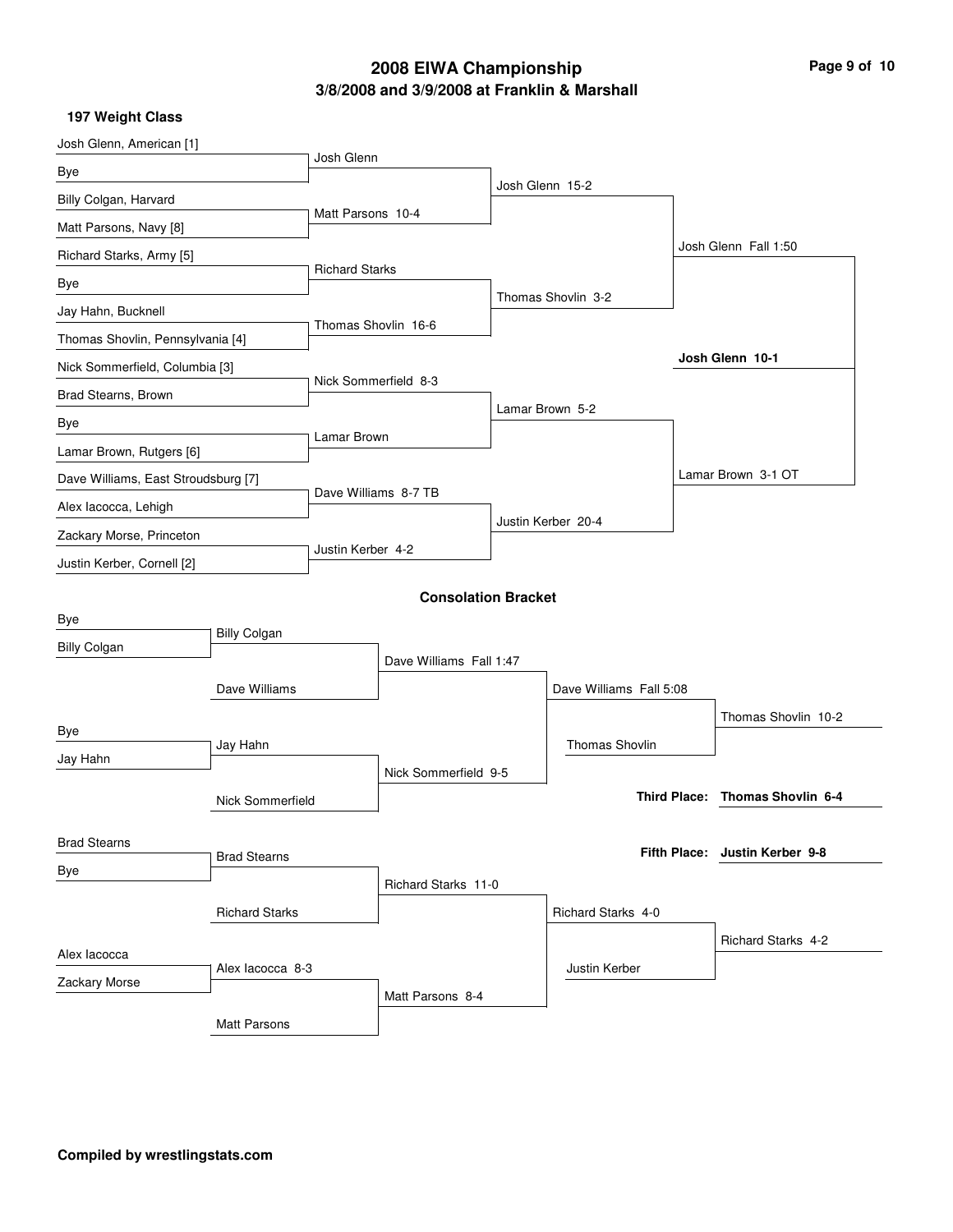# 2008 EIWA Championship

## 3/8/2008 and 3/9/2008 at Franklin & Marshall

### 197 Weight Class

**Championship Bracket**

| First Round | Quarterfinals | Semifinals | Finals |
|---|---|---|---|
| Josh Glenn, American [1] vs. Bye | Josh Glenn | Josh Glenn 15-2 | Josh Glenn Fall 1:50 |
| Billy Colgan, Harvard vs. Matt Parsons, Navy [8] | Matt Parsons 10-4 | | |
| Richard Starks, Army [5] vs. Bye | Richard Starks | Thomas Shovlin 3-2 | |
| Jay Hahn, Bucknell vs. Thomas Shovlin, Pennsylvania [4] | Thomas Shovlin 16-6 | | |
| Nick Sommerfield, Columbia [3] vs. Brad Stearns, Brown | Nick Sommerfield 8-3 | Lamar Brown 5-2 | Lamar Brown 3-1 OT |
| Bye vs. Lamar Brown, Rutgers [6] | Lamar Brown | | |
| Dave Williams, East Stroudsburg [7] vs. Alex Iacocca, Lehigh | Dave Williams 8-7 TB | Justin Kerber 20-4 | |
| Zackary Morse, Princeton vs. Justin Kerber, Cornell [2] | Justin Kerber 4-2 | | |

**Champion: Josh Glenn 10-1**

### Consolation Bracket

| Round 1 | Round 2 | Round 3 | Round 4 | Result |
|---|---|---|---|---|
| Bye vs. Billy Colgan | Billy Colgan vs. Dave Williams | Dave Williams Fall 1:47 | Dave Williams Fall 5:08 vs. Thomas Shovlin | Thomas Shovlin 10-2 |
| Bye vs. Jay Hahn | Jay Hahn vs. Nick Sommerfield | Nick Sommerfield 9-5 | | |
| Brad Stearns vs. Bye | Brad Stearns vs. Richard Starks | Richard Starks 11-0 | Richard Starks 4-0 vs. Justin Kerber | Richard Starks 4-2 |
| Alex Iacocca vs. Zackary Morse | Alex Iacocca 8-3 vs. Matt Parsons | Matt Parsons 8-4 | | |

**Third Place: Thomas Shovlin 6-4**

**Fifth Place: Justin Kerber 9-8**

**Compiled by wrestlingstats.com**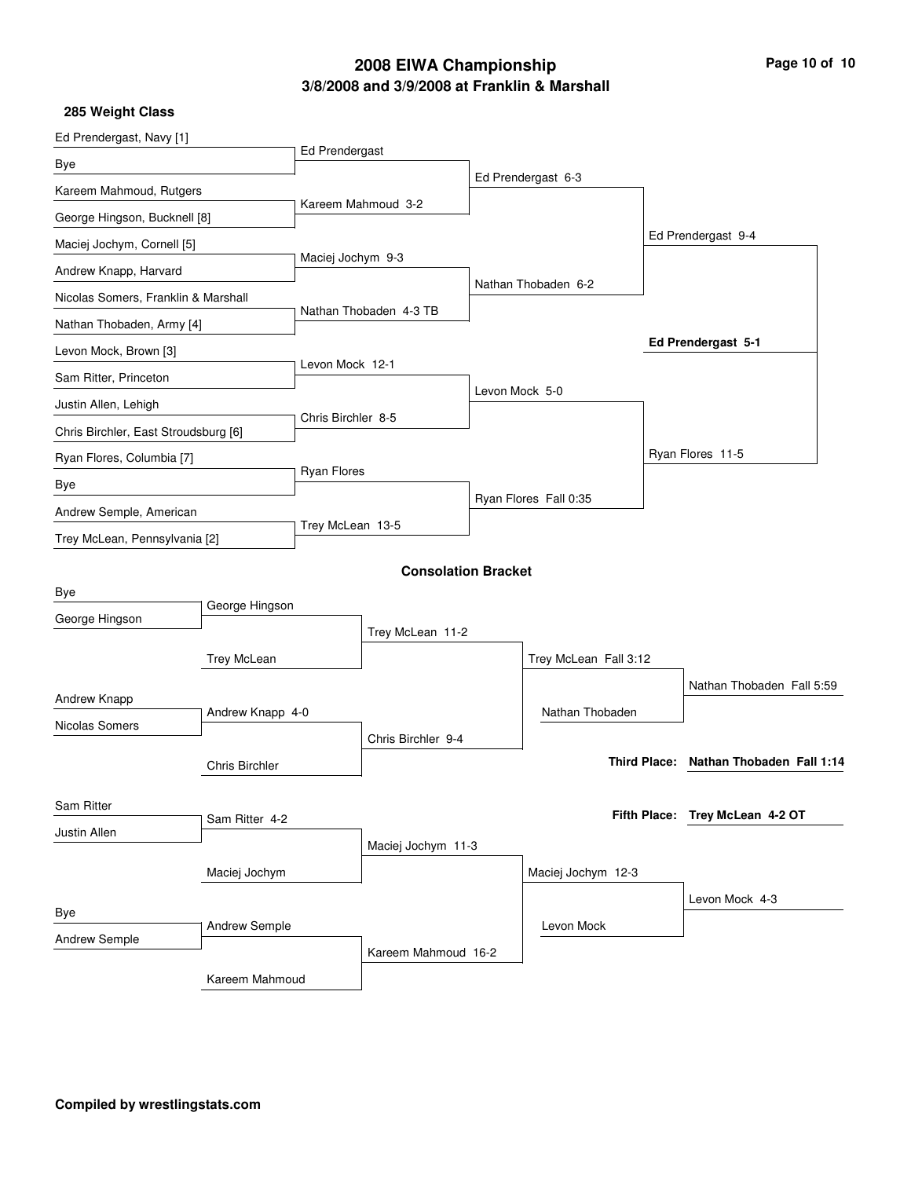# 2008 EIWA Championship

## 3/8/2008 and 3/9/2008 at Franklin & Marshall

### 285 Weight Class

Ed Prendergast, Navy [1]
Bye
Kareem Mahmoud, Rutgers
George Hingson, Bucknell [8]
Maciej Jochym, Cornell [5]
Andrew Knapp, Harvard
Nicolas Somers, Franklin & Marshall
Nathan Thobaden, Army [4]
Levon Mock, Brown [3]
Sam Ritter, Princeton
Justin Allen, Lehigh
Chris Birchler, East Stroudsburg [6]
Ryan Flores, Columbia [7]
Bye
Andrew Semple, American
Trey McLean, Pennsylvania [2]

Ed Prendergast
Kareem Mahmoud 3-2
Maciej Jochym 9-3
Nathan Thobaden 4-3 TB
Levon Mock 12-1
Chris Birchler 8-5
Ryan Flores
Trey McLean 13-5

Ed Prendergast 6-3
Nathan Thobaden 6-2
Levon Mock 5-0
Ryan Flores Fall 0:35

Ed Prendergast 9-4
Ryan Flores 11-5

**Ed Prendergast 5-1**

### Consolation Bracket

Bye
George Hingson
Andrew Knapp
Nicolas Somers
Sam Ritter
Justin Allen
Bye
Andrew Semple

George Hingson
Trey McLean
Andrew Knapp 4-0
Chris Birchler
Sam Ritter 4-2
Maciej Jochym
Andrew Semple
Kareem Mahmoud

Trey McLean 11-2
Chris Birchler 9-4
Maciej Jochym 11-3
Kareem Mahmoud 16-2

Trey McLean Fall 3:12
Nathan Thobaden
Maciej Jochym 12-3
Levon Mock

Nathan Thobaden Fall 5:59
Levon Mock 4-3

**Third Place: Nathan Thobaden Fall 1:14**

**Fifth Place: Trey McLean 4-2 OT**

**Compiled by wrestlingstats.com**